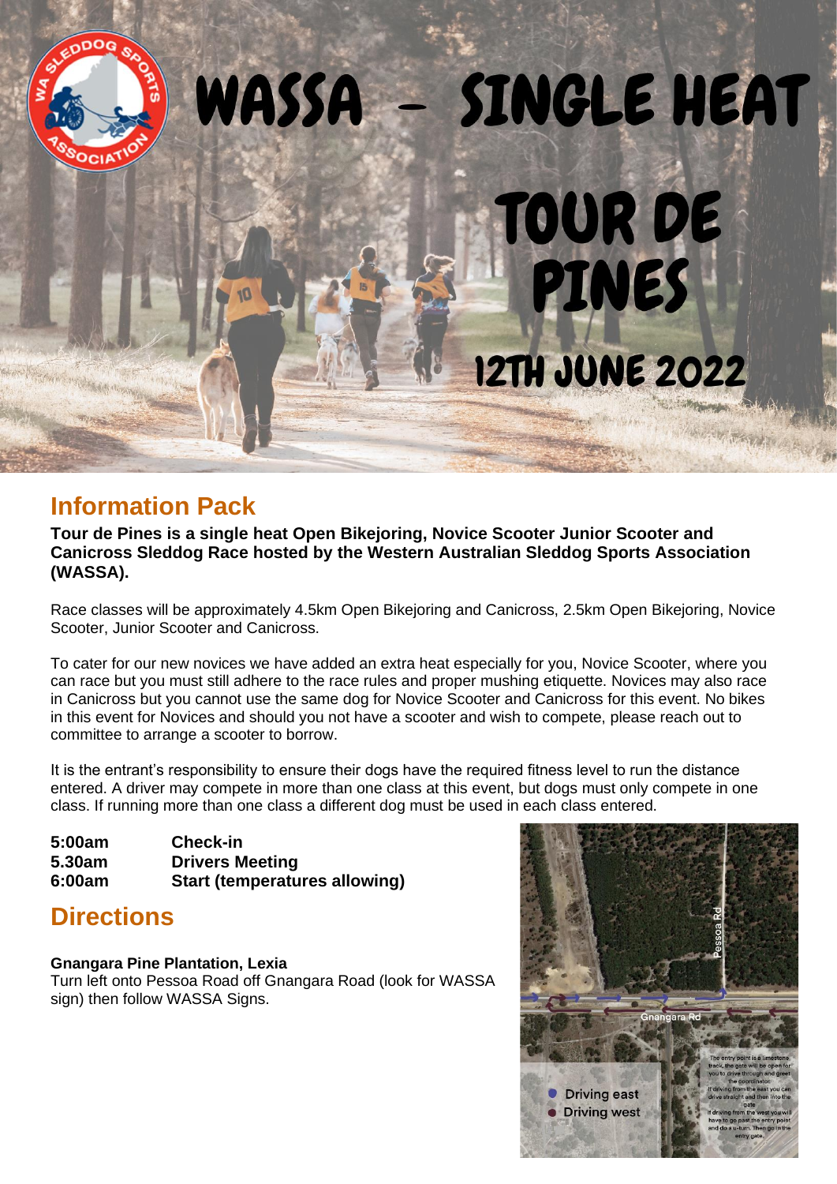# WASSA – SINGLE HEAT

# TOUR DE PINES

## 12TH JUNE 2022

## Information Pack

**Tour de Pines is a single heat Open Bikejoring, Novice Scooter Junior Scooter and Canicross Sleddog Race hosted by the Western Australian Sleddog Sports Association (WASSA).**

Race classes will be approximately 4.5km Open Bikejoring and Canicross, 2.5km Open Bikejoring, Novice Scooter, Junior Scooter and Canicross.

To cater for our new novices we have added an extra heat especially for you, Novice Scooter, where you can race but you must still adhere to the race rules and proper mushing etiquette. Novices may also race in Canicross but you cannot use the same dog for Novice Scooter and Canicross for this event. No bikes in this event for Novices and should you not have a scooter and wish to compete, please reach out to committee to arrange a scooter to borrow.

It is the entrant's responsibility to ensure their dogs have the required fitness level to run the distance entered. A driver may compete in more than one class at this event, but dogs must only compete in one class. If running more than one class a different dog must be used in each class entered.

| | |
|---|---|
| **5:00am** | **Check-in** |
| **5.30am** | **Drivers Meeting** |
| **6:00am** | **Start (temperatures allowing)** |

## Directions

**Gnangara Pine Plantation, Lexia**
Turn left onto Pessoa Road off Gnangara Road (look for WASSA sign) then follow WASSA Signs.

Pessoa Rd

Gnangara Rd

The entry point is a limestone track, the gate will be open for you to drive through and greet the coordinator.
If driving from the east you can drive straight and then into the gate.
If driving from the west you will have to go past the entry point and do a u-turn. Then go in the entry gate.

- Driving east
- Driving west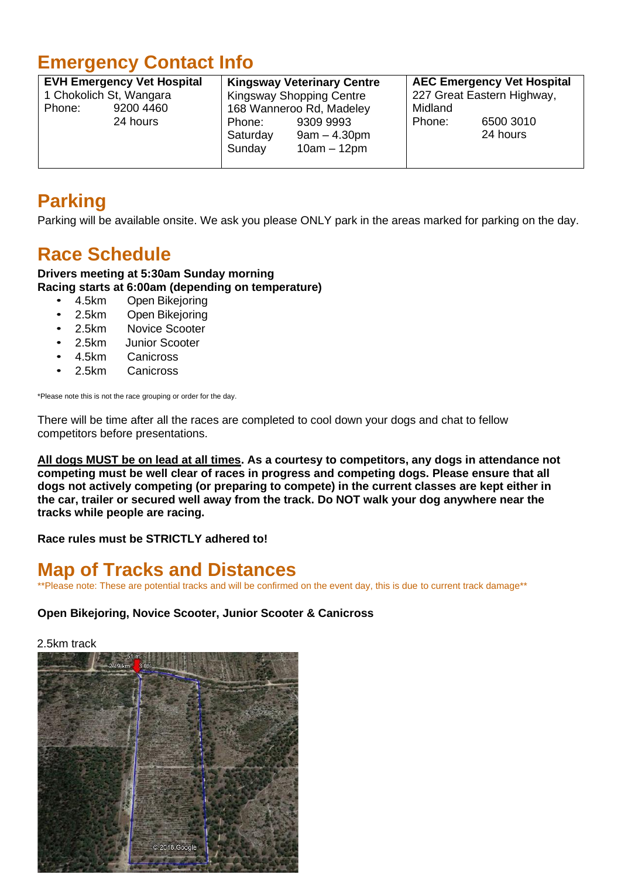## Emergency Contact Info

| **EVH Emergency Vet Hospital**<br>1 Chokolich St, Wangara<br>Phone: 9200 4460<br>24 hours | **Kingsway Veterinary Centre**<br>Kingsway Shopping Centre<br>168 Wanneroo Rd, Madeley<br>Phone: 9309 9993<br>Saturday 9am – 4.30pm<br>Sunday 10am – 12pm | **AEC Emergency Vet Hospital**<br>227 Great Eastern Highway, Midland<br>Phone: 6500 3010<br>24 hours |
|---|---|---|

## Parking

Parking will be available onsite. We ask you please ONLY park in the areas marked for parking on the day.

## Race Schedule

**Drivers meeting at 5:30am Sunday morning**
**Racing starts at 6:00am (depending on temperature)**

- 4.5km Open Bikejoring
- 2.5km Open Bikejoring
- 2.5km Novice Scooter
- 2.5km Junior Scooter
- 4.5km Canicross
- 2.5km Canicross

*Please note this is not the race grouping or order for the day.

There will be time after all the races are completed to cool down your dogs and chat to fellow competitors before presentations.

**<u>All dogs MUST be on lead at all times</u>. As a courtesy to competitors, any dogs in attendance not competing must be well clear of races in progress and competing dogs. Please ensure that all dogs not actively competing (or preparing to compete) in the current classes are kept either in the car, trailer or secured well away from the track. Do NOT walk your dog anywhere near the tracks while people are racing.**

**Race rules must be STRICTLY adhered to!**

## Map of Tracks and Distances

**Please note: These are potential tracks and will be confirmed on the event day, this is due to current track damage**

**Open Bikejoring, Novice Scooter, Junior Scooter & Canicross**

2.5km track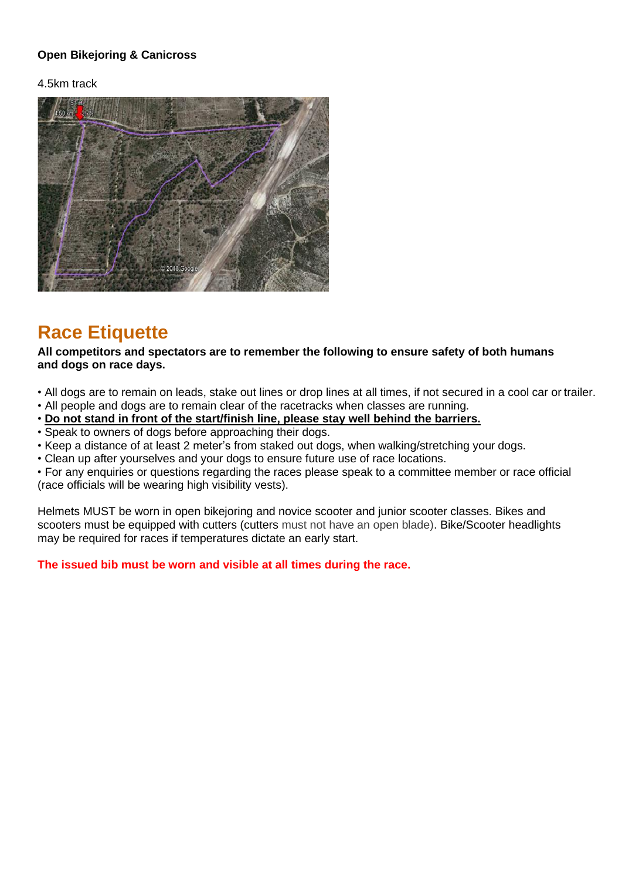**Open Bikejoring & Canicross**

4.5km track

# Race Etiquette

**All competitors and spectators are to remember the following to ensure safety of both humans and dogs on race days.**

- All dogs are to remain on leads, stake out lines or drop lines at all times, if not secured in a cool car or trailer.
- All people and dogs are to remain clear of the racetracks when classes are running.
- **Do not stand in front of the start/finish line, please stay well behind the barriers.**
- Speak to owners of dogs before approaching their dogs.
- Keep a distance of at least 2 meter's from staked out dogs, when walking/stretching your dogs.
- Clean up after yourselves and your dogs to ensure future use of race locations.
- For any enquiries or questions regarding the races please speak to a committee member or race official (race officials will be wearing high visibility vests).

Helmets MUST be worn in open bikejoring and novice scooter and junior scooter classes. Bikes and scooters must be equipped with cutters (cutters must not have an open blade). Bike/Scooter headlights may be required for races if temperatures dictate an early start.

**The issued bib must be worn and visible at all times during the race.**